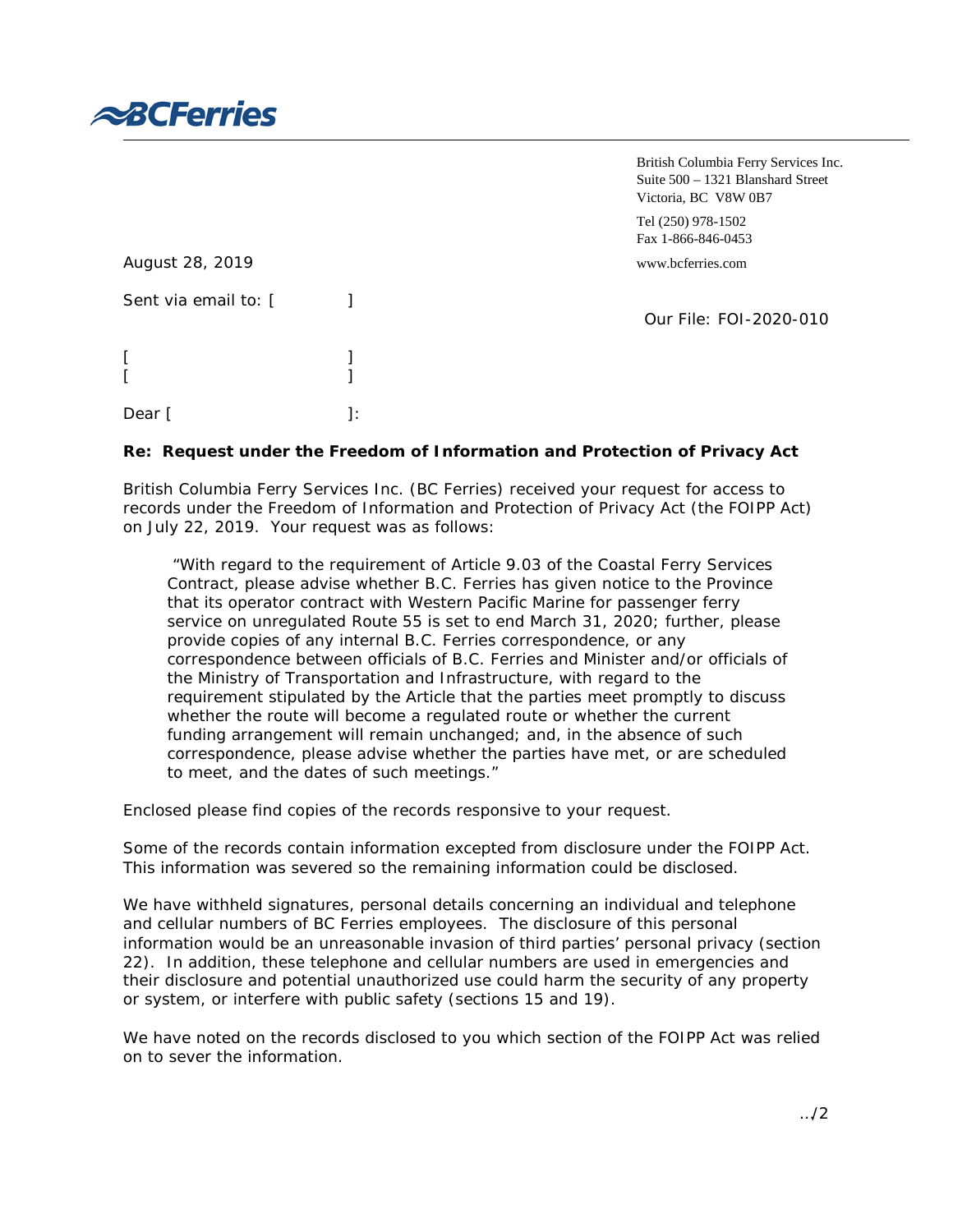BCFerries

British Columbia Ferry Services Inc.
Suite 500 – 1321 Blanshard Street
Victoria, BC V8W 0B7

Tel (250) 978-1502
Fax 1-866-846-0453

www.bcferries.com

August 28, 2019

Sent via email to: [ ]

Our File: FOI-2020-010

[ ]
[ ]

Dear [ ]:

**Re: Request under the Freedom of Information and Protection of Privacy Act**

British Columbia Ferry Services Inc. (BC Ferries) received your request for access to records under the Freedom of Information and Protection of Privacy Act (the FOIPP Act) on July 22, 2019. Your request was as follows:

> "With regard to the requirement of Article 9.03 of the Coastal Ferry Services Contract, please advise whether B.C. Ferries has given notice to the Province that its operator contract with Western Pacific Marine for passenger ferry service on unregulated Route 55 is set to end March 31, 2020; further, please provide copies of any internal B.C. Ferries correspondence, or any correspondence between officials of B.C. Ferries and Minister and/or officials of the Ministry of Transportation and Infrastructure, with regard to the requirement stipulated by the Article that the parties meet promptly to discuss whether the route will become a regulated route or whether the current funding arrangement will remain unchanged; and, in the absence of such correspondence, please advise whether the parties have met, or are scheduled to meet, and the dates of such meetings."

Enclosed please find copies of the records responsive to your request.

Some of the records contain information excepted from disclosure under the FOIPP Act. This information was severed so the remaining information could be disclosed.

We have withheld signatures, personal details concerning an individual and telephone and cellular numbers of BC Ferries employees. The disclosure of this personal information would be an unreasonable invasion of third parties' personal privacy (section 22). In addition, these telephone and cellular numbers are used in emergencies and their disclosure and potential unauthorized use could harm the security of any property or system, or interfere with public safety (sections 15 and 19).

We have noted on the records disclosed to you which section of the FOIPP Act was relied on to sever the information.

../2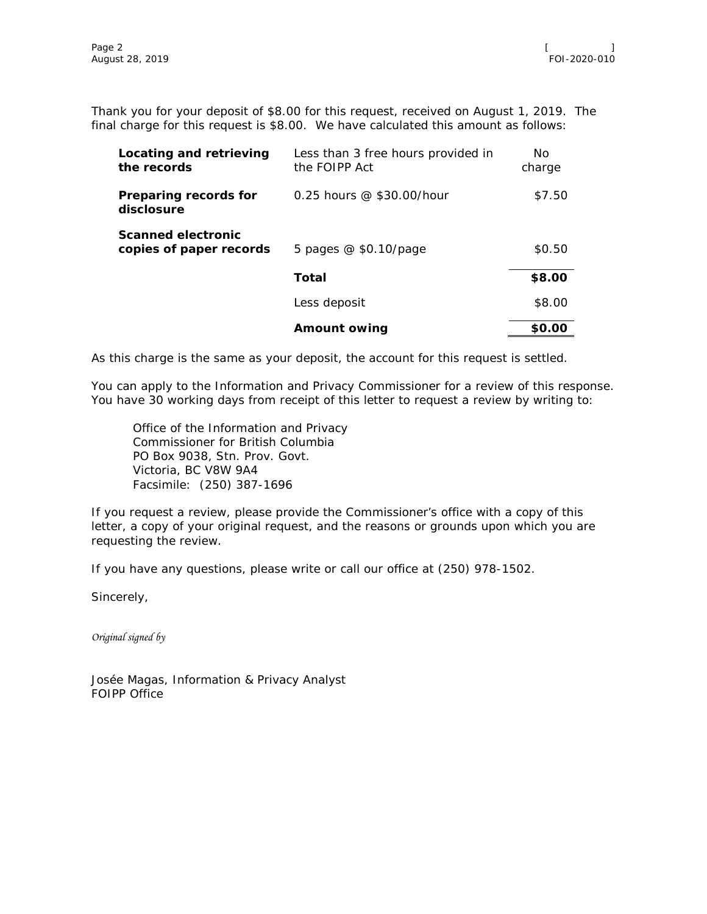Thank you for your deposit of $8.00 for this request, received on August 1, 2019. The final charge for this request is $8.00. We have calculated this amount as follows:

| | | |
|---|---|---|
| **Locating and retrieving the records** | Less than 3 free hours provided in the FOIPP Act | No charge |
| **Preparing records for disclosure** | 0.25 hours @ $30.00/hour | $7.50 |
| **Scanned electronic copies of paper records** | 5 pages @ $0.10/page | $0.50 |
| | **Total** | **$8.00** |
| | Less deposit | $8.00 |
| | **Amount owing** | **$0.00** |

As this charge is the same as your deposit, the account for this request is settled.

You can apply to the Information and Privacy Commissioner for a review of this response. You have 30 working days from receipt of this letter to request a review by writing to:

Office of the Information and Privacy
Commissioner for British Columbia
PO Box 9038, Stn. Prov. Govt.
Victoria, BC V8W 9A4
Facsimile: (250) 387-1696

If you request a review, please provide the Commissioner's office with a copy of this letter, a copy of your original request, and the reasons or grounds upon which you are requesting the review.

If you have any questions, please write or call our office at (250) 978-1502.

Sincerely,

*Original signed by*

Josée Magas, Information & Privacy Analyst
FOIPP Office